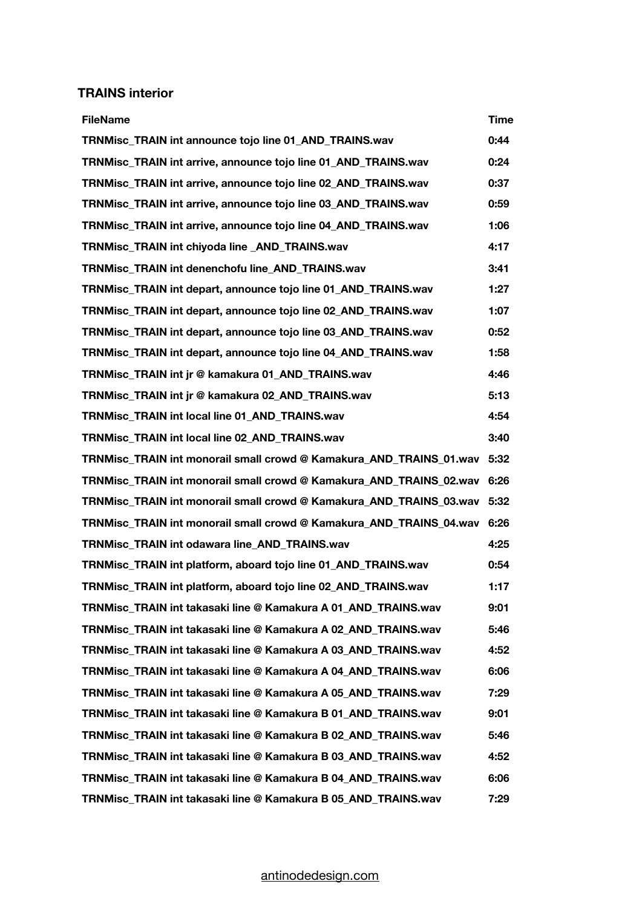### TRAINS interior

| FileName | Time |
| --- | --- |
| TRNMisc_TRAIN int announce tojo line 01_AND_TRAINS.wav | 0:44 |
| TRNMisc_TRAIN int arrive, announce tojo line 01_AND_TRAINS.wav | 0:24 |
| TRNMisc_TRAIN int arrive, announce tojo line 02_AND_TRAINS.wav | 0:37 |
| TRNMisc_TRAIN int arrive, announce tojo line 03_AND_TRAINS.wav | 0:59 |
| TRNMisc_TRAIN int arrive, announce tojo line 04_AND_TRAINS.wav | 1:06 |
| TRNMisc_TRAIN int chiyoda line _AND_TRAINS.wav | 4:17 |
| TRNMisc_TRAIN int denenchofu line_AND_TRAINS.wav | 3:41 |
| TRNMisc_TRAIN int depart, announce tojo line 01_AND_TRAINS.wav | 1:27 |
| TRNMisc_TRAIN int depart, announce tojo line 02_AND_TRAINS.wav | 1:07 |
| TRNMisc_TRAIN int depart, announce tojo line 03_AND_TRAINS.wav | 0:52 |
| TRNMisc_TRAIN int depart, announce tojo line 04_AND_TRAINS.wav | 1:58 |
| TRNMisc_TRAIN int jr @ kamakura 01_AND_TRAINS.wav | 4:46 |
| TRNMisc_TRAIN int jr @ kamakura 02_AND_TRAINS.wav | 5:13 |
| TRNMisc_TRAIN int local line 01_AND_TRAINS.wav | 4:54 |
| TRNMisc_TRAIN int local line 02_AND_TRAINS.wav | 3:40 |
| TRNMisc_TRAIN int monorail small crowd @ Kamakura_AND_TRAINS_01.wav | 5:32 |
| TRNMisc_TRAIN int monorail small crowd @ Kamakura_AND_TRAINS_02.wav | 6:26 |
| TRNMisc_TRAIN int monorail small crowd @ Kamakura_AND_TRAINS_03.wav | 5:32 |
| TRNMisc_TRAIN int monorail small crowd @ Kamakura_AND_TRAINS_04.wav | 6:26 |
| TRNMisc_TRAIN int odawara line_AND_TRAINS.wav | 4:25 |
| TRNMisc_TRAIN int platform, aboard tojo line 01_AND_TRAINS.wav | 0:54 |
| TRNMisc_TRAIN int platform, aboard tojo line 02_AND_TRAINS.wav | 1:17 |
| TRNMisc_TRAIN int takasaki line @ Kamakura A 01_AND_TRAINS.wav | 9:01 |
| TRNMisc_TRAIN int takasaki line @ Kamakura A 02_AND_TRAINS.wav | 5:46 |
| TRNMisc_TRAIN int takasaki line @ Kamakura A 03_AND_TRAINS.wav | 4:52 |
| TRNMisc_TRAIN int takasaki line @ Kamakura A 04_AND_TRAINS.wav | 6:06 |
| TRNMisc_TRAIN int takasaki line @ Kamakura A 05_AND_TRAINS.wav | 7:29 |
| TRNMisc_TRAIN int takasaki line @ Kamakura B 01_AND_TRAINS.wav | 9:01 |
| TRNMisc_TRAIN int takasaki line @ Kamakura B 02_AND_TRAINS.wav | 5:46 |
| TRNMisc_TRAIN int takasaki line @ Kamakura B 03_AND_TRAINS.wav | 4:52 |
| TRNMisc_TRAIN int takasaki line @ Kamakura B 04_AND_TRAINS.wav | 6:06 |
| TRNMisc_TRAIN int takasaki line @ Kamakura B 05_AND_TRAINS.wav | 7:29 |

antinodedesign.com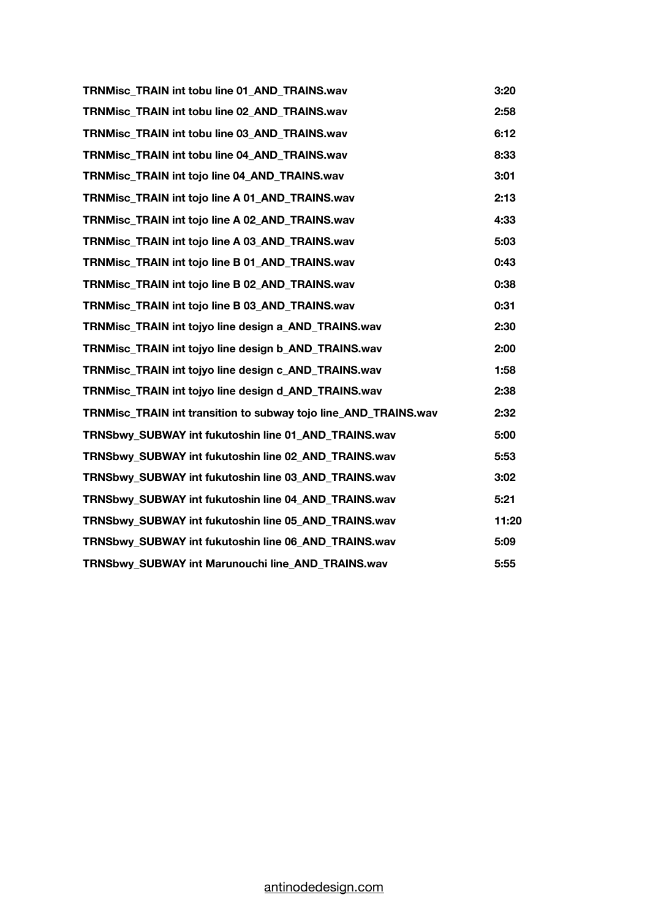| | |
|---|---|
| **TRNMisc_TRAIN int tobu line 01_AND_TRAINS.wav** | **3:20** |
| **TRNMisc_TRAIN int tobu line 02_AND_TRAINS.wav** | **2:58** |
| **TRNMisc_TRAIN int tobu line 03_AND_TRAINS.wav** | **6:12** |
| **TRNMisc_TRAIN int tobu line 04_AND_TRAINS.wav** | **8:33** |
| **TRNMisc_TRAIN int tojo line 04_AND_TRAINS.wav** | **3:01** |
| **TRNMisc_TRAIN int tojo line A 01_AND_TRAINS.wav** | **2:13** |
| **TRNMisc_TRAIN int tojo line A 02_AND_TRAINS.wav** | **4:33** |
| **TRNMisc_TRAIN int tojo line A 03_AND_TRAINS.wav** | **5:03** |
| **TRNMisc_TRAIN int tojo line B 01_AND_TRAINS.wav** | **0:43** |
| **TRNMisc_TRAIN int tojo line B 02_AND_TRAINS.wav** | **0:38** |
| **TRNMisc_TRAIN int tojo line B 03_AND_TRAINS.wav** | **0:31** |
| **TRNMisc_TRAIN int tojyo line design a_AND_TRAINS.wav** | **2:30** |
| **TRNMisc_TRAIN int tojyo line design b_AND_TRAINS.wav** | **2:00** |
| **TRNMisc_TRAIN int tojyo line design c_AND_TRAINS.wav** | **1:58** |
| **TRNMisc_TRAIN int tojyo line design d_AND_TRAINS.wav** | **2:38** |
| **TRNMisc_TRAIN int transition to subway tojo line_AND_TRAINS.wav** | **2:32** |
| **TRNSbwy_SUBWAY int fukutoshin line 01_AND_TRAINS.wav** | **5:00** |
| **TRNSbwy_SUBWAY int fukutoshin line 02_AND_TRAINS.wav** | **5:53** |
| **TRNSbwy_SUBWAY int fukutoshin line 03_AND_TRAINS.wav** | **3:02** |
| **TRNSbwy_SUBWAY int fukutoshin line 04_AND_TRAINS.wav** | **5:21** |
| **TRNSbwy_SUBWAY int fukutoshin line 05_AND_TRAINS.wav** | **11:20** |
| **TRNSbwy_SUBWAY int fukutoshin line 06_AND_TRAINS.wav** | **5:09** |
| **TRNSbwy_SUBWAY int Marunouchi line_AND_TRAINS.wav** | **5:55** |

antinodedesign.com